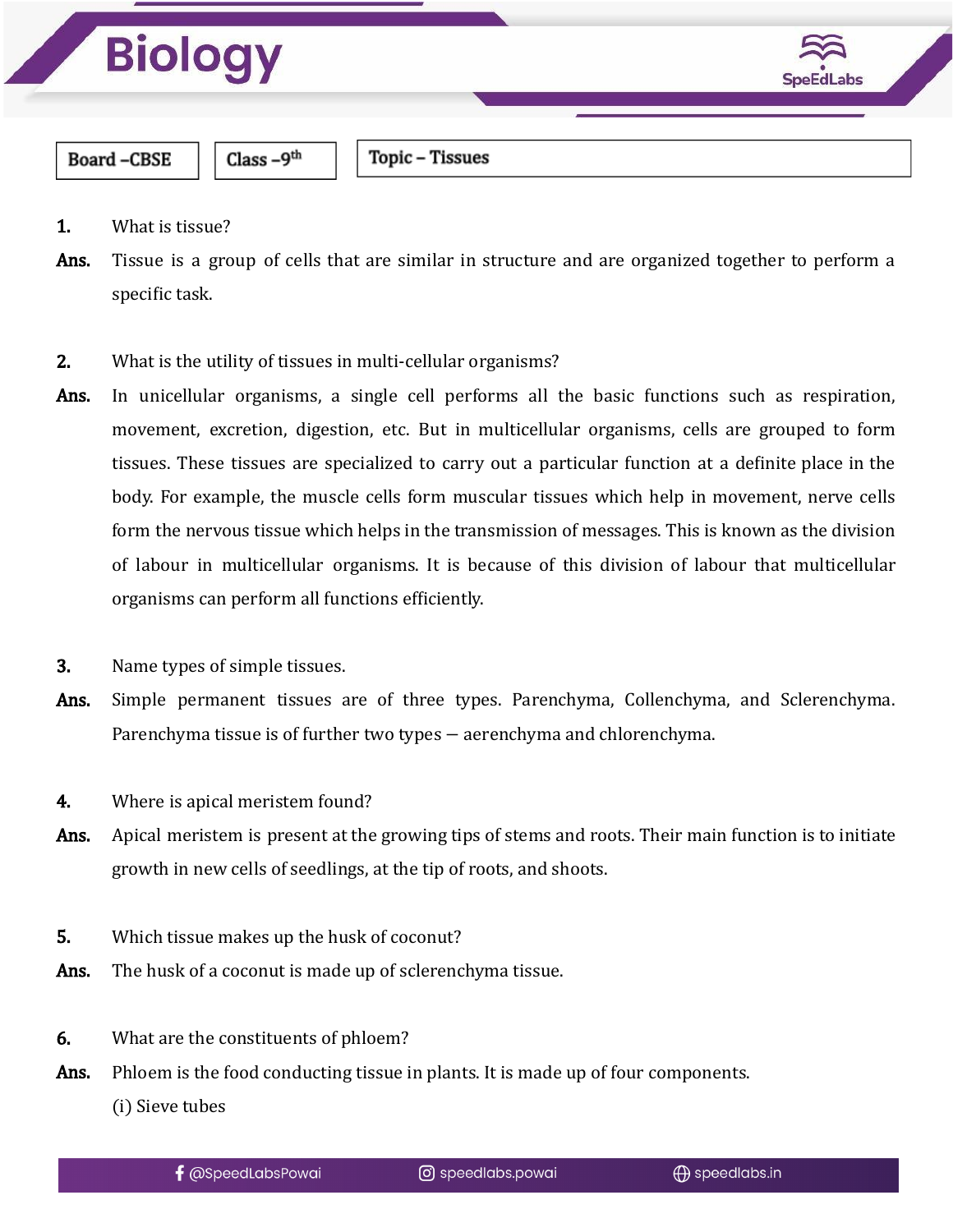# Biology

Board – CBSE | Class – 9th | Topic – Tissues

1. What is tissue?

**Ans.** Tissue is a group of cells that are similar in structure and are organized together to perform a specific task.

2. What is the utility of tissues in multi-cellular organisms?

**Ans.** In unicellular organisms, a single cell performs all the basic functions such as respiration, movement, excretion, digestion, etc. But in multicellular organisms, cells are grouped to form tissues. These tissues are specialized to carry out a particular function at a definite place in the body. For example, the muscle cells form muscular tissues which help in movement, nerve cells form the nervous tissue which helps in the transmission of messages. This is known as the division of labour in multicellular organisms. It is because of this division of labour that multicellular organisms can perform all functions efficiently.

3. Name types of simple tissues.

**Ans.** Simple permanent tissues are of three types. Parenchyma, Collenchyma, and Sclerenchyma. Parenchyma tissue is of further two types – aerenchyma and chlorenchyma.

4. Where is apical meristem found?

**Ans.** Apical meristem is present at the growing tips of stems and roots. Their main function is to initiate growth in new cells of seedlings, at the tip of roots, and shoots.

5. Which tissue makes up the husk of coconut?

**Ans.** The husk of a coconut is made up of sclerenchyma tissue.

6. What are the constituents of phloem?

**Ans.** Phloem is the food conducting tissue in plants. It is made up of four components.

(i) Sieve tubes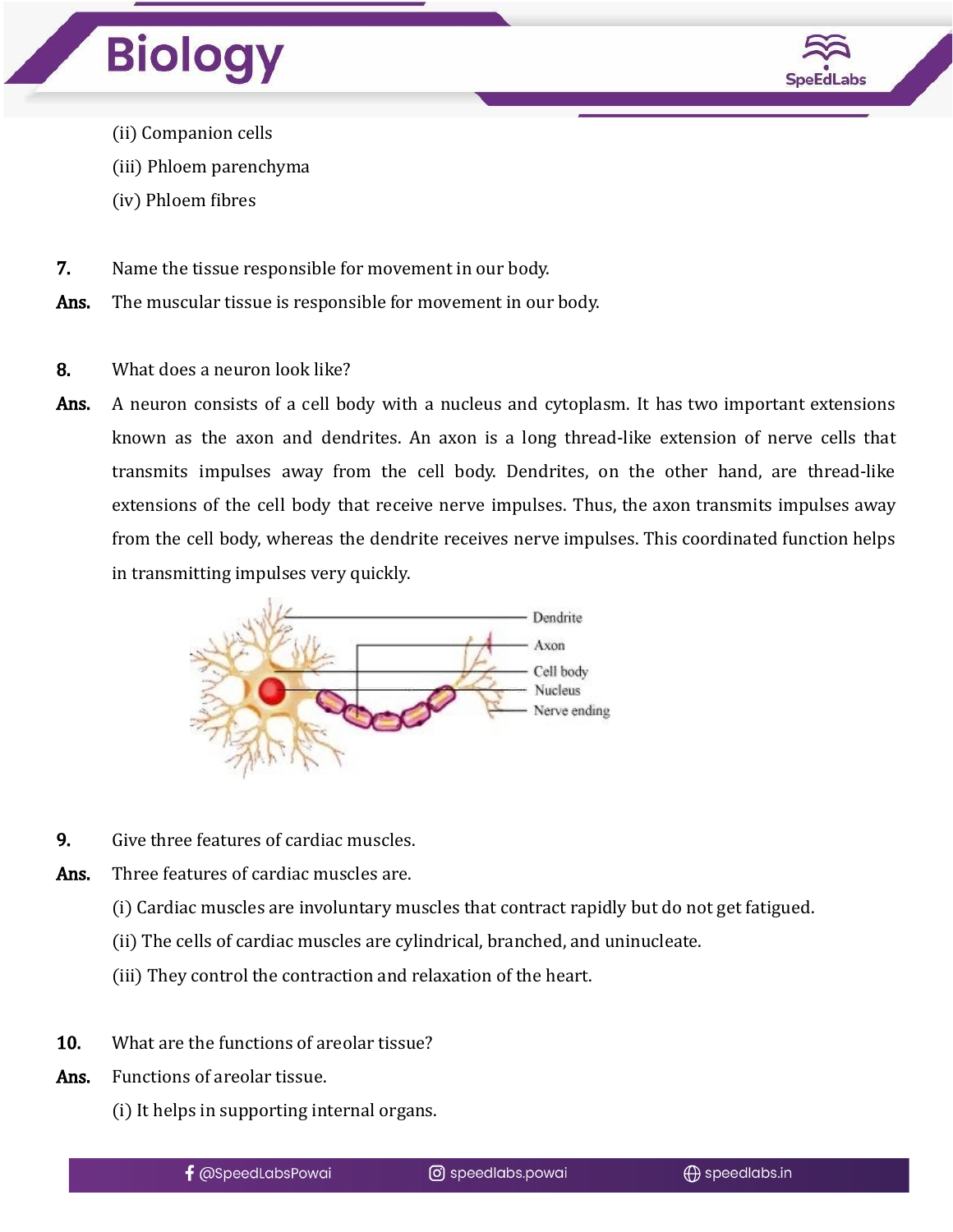(ii) Companion cells

(iii) Phloem parenchyma

(iv) Phloem fibres

**7.** Name the tissue responsible for movement in our body.

**Ans.** The muscular tissue is responsible for movement in our body.

**8.** What does a neuron look like?

**Ans.** A neuron consists of a cell body with a nucleus and cytoplasm. It has two important extensions known as the axon and dendrites. An axon is a long thread-like extension of nerve cells that transmits impulses away from the cell body. Dendrites, on the other hand, are thread-like extensions of the cell body that receive nerve impulses. Thus, the axon transmits impulses away from the cell body, whereas the dendrite receives nerve impulses. This coordinated function helps in transmitting impulses very quickly.

**9.** Give three features of cardiac muscles.

**Ans.** Three features of cardiac muscles are.

(i) Cardiac muscles are involuntary muscles that contract rapidly but do not get fatigued.

(ii) The cells of cardiac muscles are cylindrical, branched, and uninucleate.

(iii) They control the contraction and relaxation of the heart.

**10.** What are the functions of areolar tissue?

**Ans.** Functions of areolar tissue.

(i) It helps in supporting internal organs.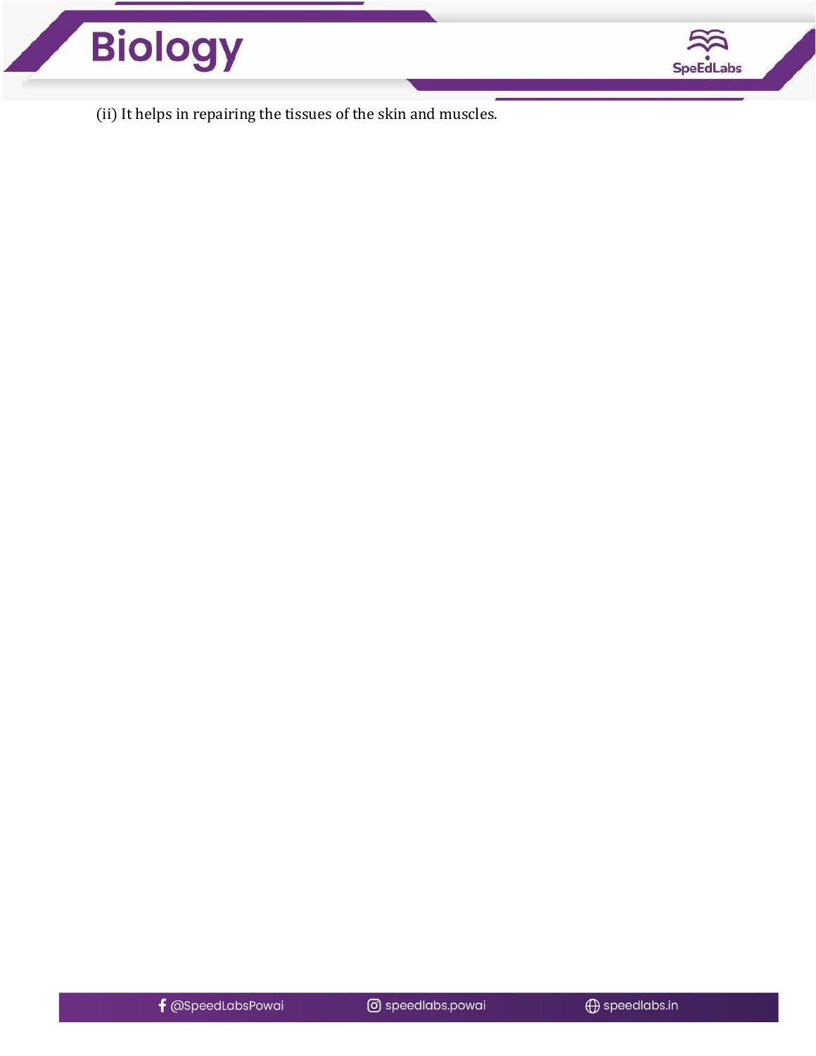(ii) It helps in repairing the tissues of the skin and muscles.